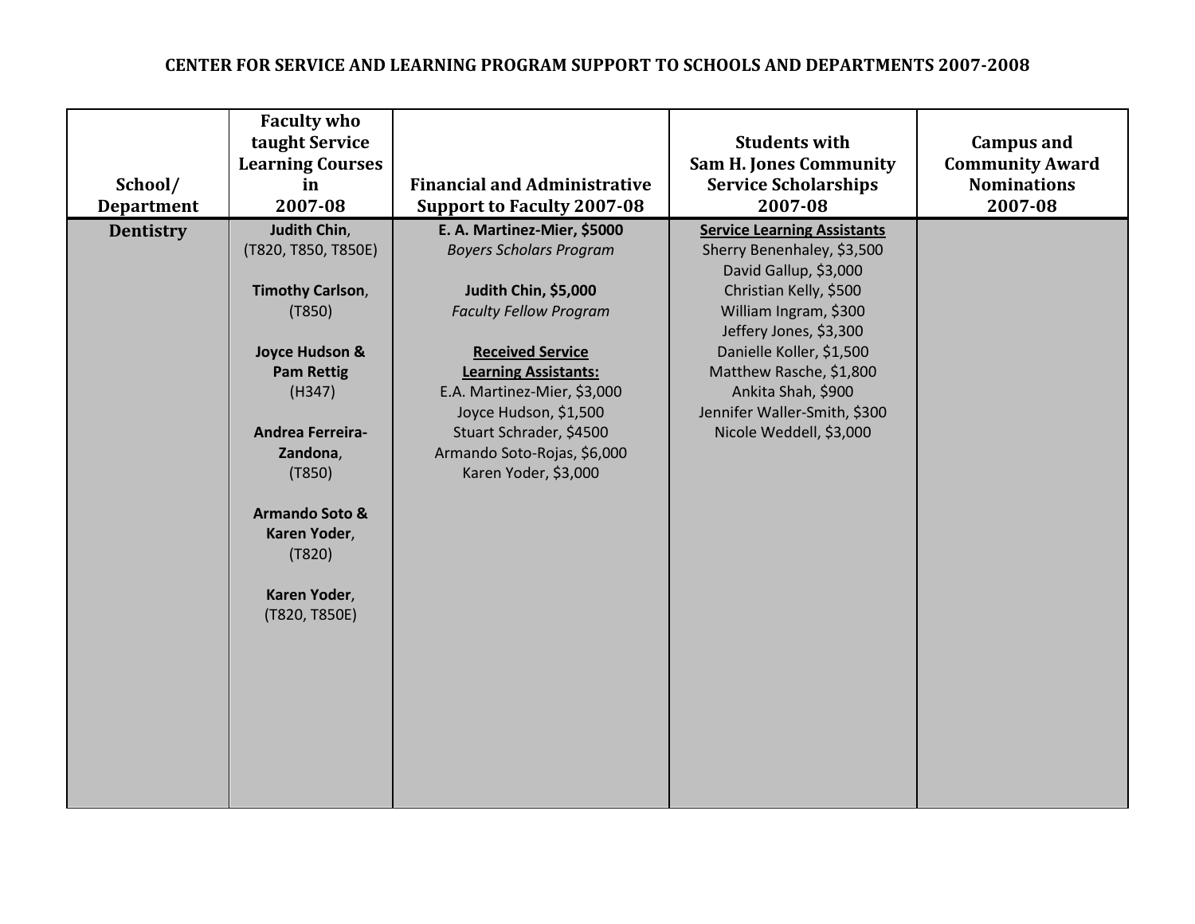# CENTER FOR SERVICE AND LEARNING PROGRAM SUPPORT TO SCHOOLS AND DEPARTMENTS 2007-2008

| School/ Department | Faculty who taught Service Learning Courses in 2007-08 | Financial and Administrative Support to Faculty 2007-08 | Students with Sam H. Jones Community Service Scholarships 2007-08 | Campus and Community Award Nominations 2007-08 |
|---|---|---|---|---|
| **Dentistry** | **Judith Chin**, (T820, T850, T850E)<br><br>**Timothy Carlson**, (T850)<br><br>**Joyce Hudson & Pam Rettig** (H347)<br><br>**Andrea Ferreira-Zandona**, (T850)<br><br>**Armando Soto & Karen Yoder**, (T820)<br><br>**Karen Yoder**, (T820, T850E) | **E. A. Martinez-Mier, $5000**<br>*Boyers Scholars Program*<br><br>**Judith Chin, $5,000**<br>*Faculty Fellow Program*<br><br>**Received Service Learning Assistants:**<br>E.A. Martinez-Mier, $3,000<br>Joyce Hudson, $1,500<br>Stuart Schrader, $4500<br>Armando Soto-Rojas, $6,000<br>Karen Yoder, $3,000 | **Service Learning Assistants**<br>Sherry Benenhaley, $3,500<br>David Gallup, $3,000<br>Christian Kelly, $500<br>William Ingram, $300<br>Jeffery Jones, $3,300<br>Danielle Koller, $1,500<br>Matthew Rasche, $1,800<br>Ankita Shah, $900<br>Jennifer Waller-Smith, $300<br>Nicole Weddell, $3,000 | |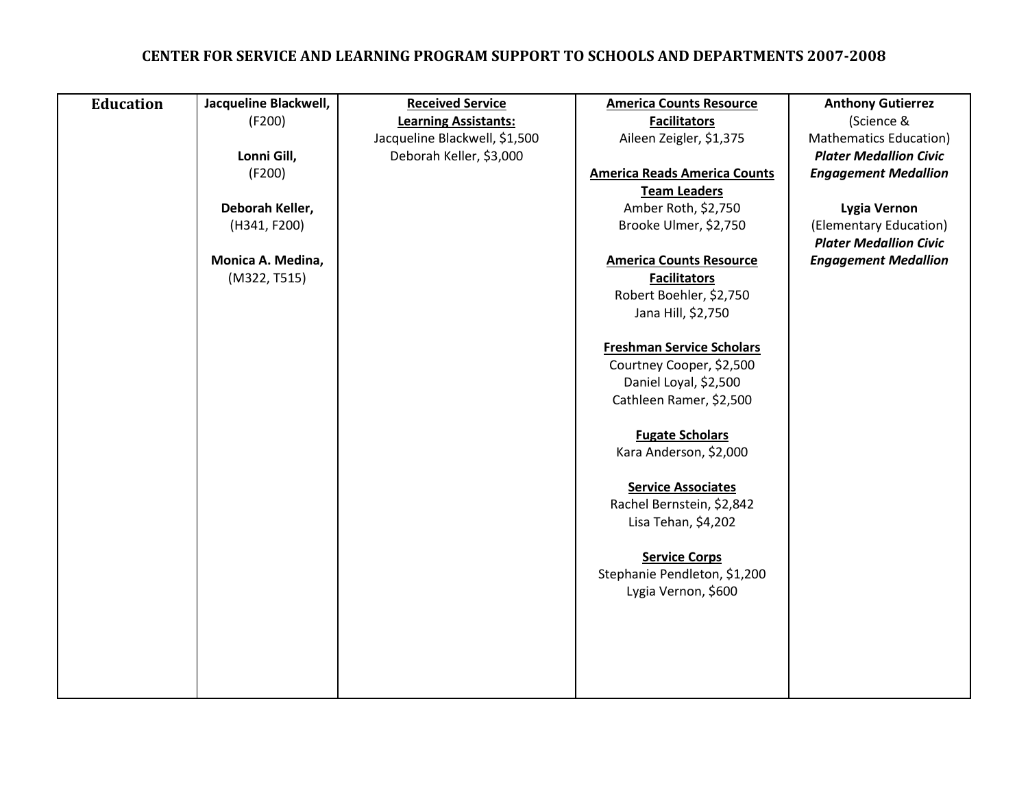# CENTER FOR SERVICE AND LEARNING PROGRAM SUPPORT TO SCHOOLS AND DEPARTMENTS 2007-2008

| | | | | |
|---|---|---|---|---|
| **Education** | **Jacqueline Blackwell,** (F200)<br><br>**Lonni Gill,** (F200)<br><br>**Deborah Keller,** (H341, F200)<br><br>**Monica A. Medina,** (M322, T515) | <u>**Received Service Learning Assistants:**</u><br>Jacqueline Blackwell, $1,500<br>Deborah Keller, $3,000 | <u>**America Counts Resource Facilitators**</u><br>Aileen Zeigler, $1,375<br><br><u>**America Reads America Counts Team Leaders**</u><br>Amber Roth, $2,750<br>Brooke Ulmer, $2,750<br><br><u>**America Counts Resource Facilitators**</u><br>Robert Boehler, $2,750<br>Jana Hill, $2,750<br><br><u>**Freshman Service Scholars**</u><br>Courtney Cooper, $2,500<br>Daniel Loyal, $2,500<br>Cathleen Ramer, $2,500<br><br><u>**Fugate Scholars**</u><br>Kara Anderson, $2,000<br><br><u>**Service Associates**</u><br>Rachel Bernstein, $2,842<br>Lisa Tehan, $4,202<br><br><u>**Service Corps**</u><br>Stephanie Pendleton, $1,200<br>Lygia Vernon, $600 | **Anthony Gutierrez** (Science & Mathematics Education) ***Plater Medallion Civic Engagement Medallion***<br><br>**Lygia Vernon** (Elementary Education) ***Plater Medallion Civic Engagement Medallion*** |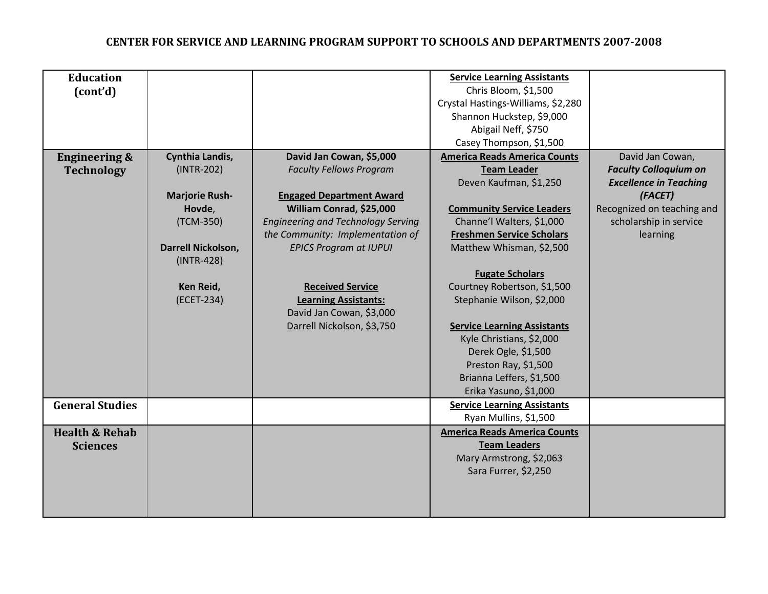# CENTER FOR SERVICE AND LEARNING PROGRAM SUPPORT TO SCHOOLS AND DEPARTMENTS 2007-2008

| | | | | |
|---|---|---|---|---|
| **Education (cont'd)** | | | **Service Learning Assistants**<br>Chris Bloom, $1,500<br>Crystal Hastings-Williams, $2,280<br>Shannon Huckstep, $9,000<br>Abigail Neff, $750<br>Casey Thompson, $1,500 | |
| **Engineering & Technology** | **Cynthia Landis,** (INTR-202)<br><br>**Marjorie Rush-Hovde**, (TCM-350)<br><br>**Darrell Nickolson,** (INTR-428)<br><br>**Ken Reid,** (ECET-234) | **David Jan Cowan, $5,000**<br>*Faculty Fellows Program*<br><br>**Engaged Department Award**<br>**William Conrad, $25,000**<br>*Engineering and Technology Serving the Community: Implementation of EPICS Program at IUPUI*<br><br>**Received Service Learning Assistants:**<br>David Jan Cowan, $3,000<br>Darrell Nickolson, $3,750 | **America Reads America Counts Team Leader**<br>Deven Kaufman, $1,250<br><br>**Community Service Leaders**<br>Channe'l Walters, $1,000<br>**Freshmen Service Scholars**<br>Matthew Whisman, $2,500<br><br>**Fugate Scholars**<br>Courtney Robertson, $1,500<br>Stephanie Wilson, $2,000<br><br>**Service Learning Assistants**<br>Kyle Christians, $2,000<br>Derek Ogle, $1,500<br>Preston Ray, $1,500<br>Brianna Leffers, $1,500<br>Erika Yasuno, $1,000 | David Jan Cowan, ***Faculty Colloquium on Excellence in Teaching (FACET)***<br>Recognized on teaching and scholarship in service learning |
| **General Studies** | | | **Service Learning Assistants**<br>Ryan Mullins, $1,500 | |
| **Health & Rehab Sciences** | | | **America Reads America Counts Team Leaders**<br>Mary Armstrong, $2,063<br>Sara Furrer, $2,250 | |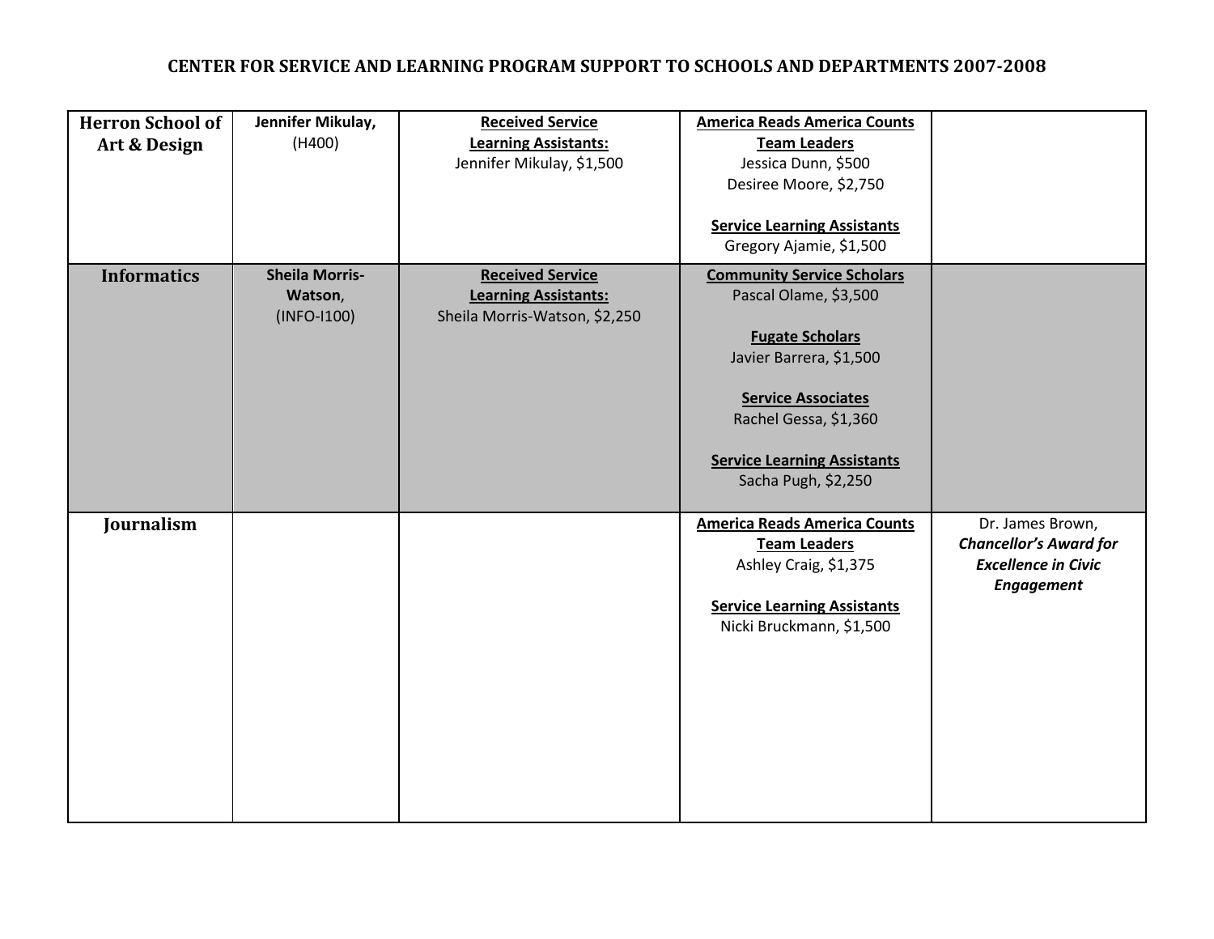# CENTER FOR SERVICE AND LEARNING PROGRAM SUPPORT TO SCHOOLS AND DEPARTMENTS 2007-2008

| | | | | |
|---|---|---|---|---|
| **Herron School of Art & Design** | **Jennifer Mikulay,** (H400) | **Received Service Learning Assistants:**<br>Jennifer Mikulay, $1,500 | **America Reads America Counts Team Leaders**<br>Jessica Dunn, $500<br>Desiree Moore, $2,750<br><br>**Service Learning Assistants**<br>Gregory Ajamie, $1,500 | |
| **Informatics** | **Sheila Morris-Watson**, (INFO-I100) | **Received Service Learning Assistants:**<br>Sheila Morris-Watson, $2,250 | **Community Service Scholars**<br>Pascal Olame, $3,500<br><br>**Fugate Scholars**<br>Javier Barrera, $1,500<br><br>**Service Associates**<br>Rachel Gessa, $1,360<br><br>**Service Learning Assistants**<br>Sacha Pugh, $2,250 | |
| **Journalism** | | | **America Reads America Counts Team Leaders**<br>Ashley Craig, $1,375<br><br>**Service Learning Assistants**<br>Nicki Bruckmann, $1,500 | Dr. James Brown, ***Chancellor's Award for Excellence in Civic Engagement*** |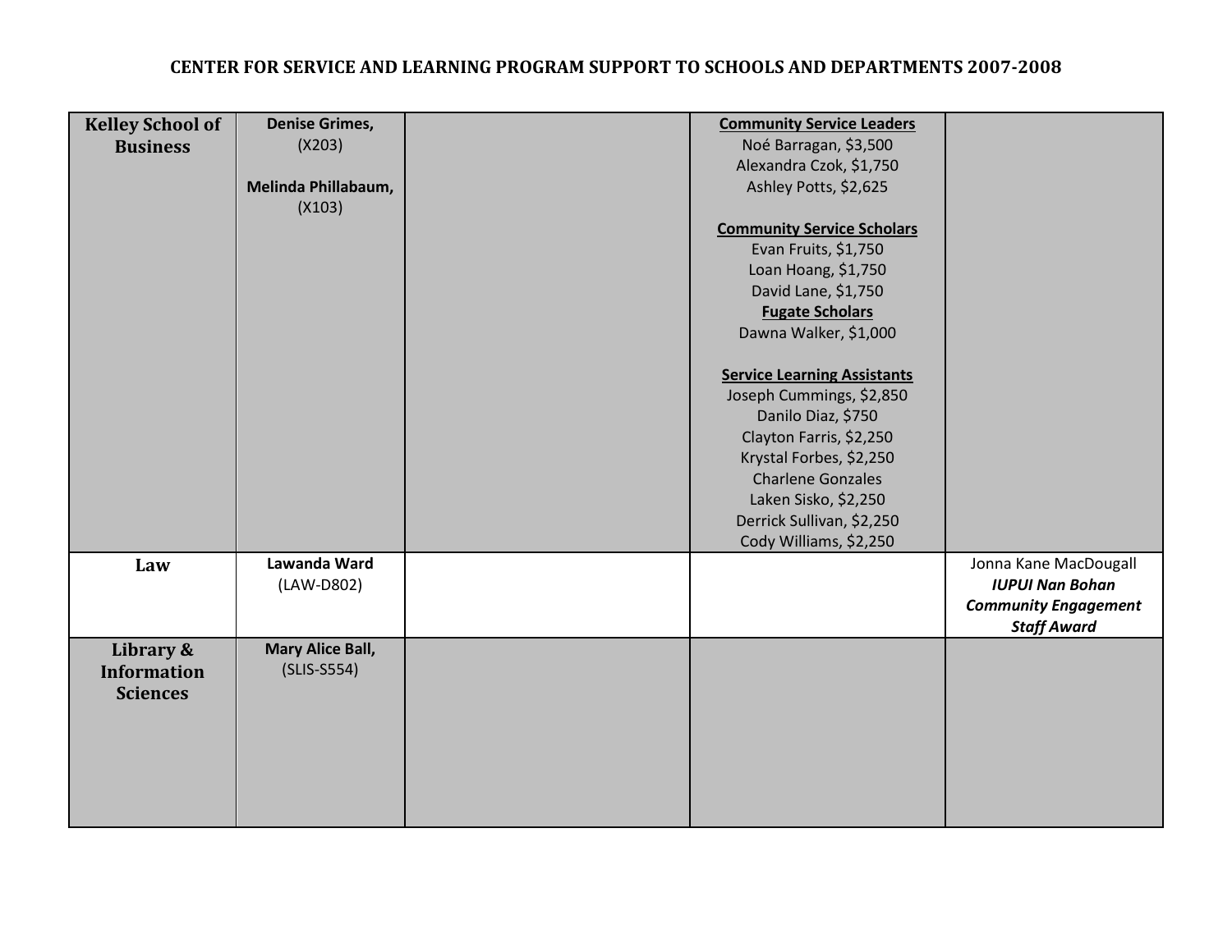# CENTER FOR SERVICE AND LEARNING PROGRAM SUPPORT TO SCHOOLS AND DEPARTMENTS 2007-2008

| | | | | |
|---|---|---|---|---|
| **Kelley School of Business** | **Denise Grimes,** (X203)<br><br>**Melinda Phillabaum,** (X103) | | **Community Service Leaders**<br>Noé Barragan, $3,500<br>Alexandra Czok, $1,750<br>Ashley Potts, $2,625<br><br>**Community Service Scholars**<br>Evan Fruits, $1,750<br>Loan Hoang, $1,750<br>David Lane, $1,750<br>**Fugate Scholars**<br>Dawna Walker, $1,000<br><br>**Service Learning Assistants**<br>Joseph Cummings, $2,850<br>Danilo Diaz, $750<br>Clayton Farris, $2,250<br>Krystal Forbes, $2,250<br>Charlene Gonzales<br>Laken Sisko, $2,250<br>Derrick Sullivan, $2,250<br>Cody Williams, $2,250 | |
| **Law** | **Lawanda Ward** (LAW-D802) | | | Jonna Kane MacDougall<br>***IUPUI Nan Bohan Community Engagement Staff Award*** |
| **Library & Information Sciences** | **Mary Alice Ball,** (SLIS-S554) | | | |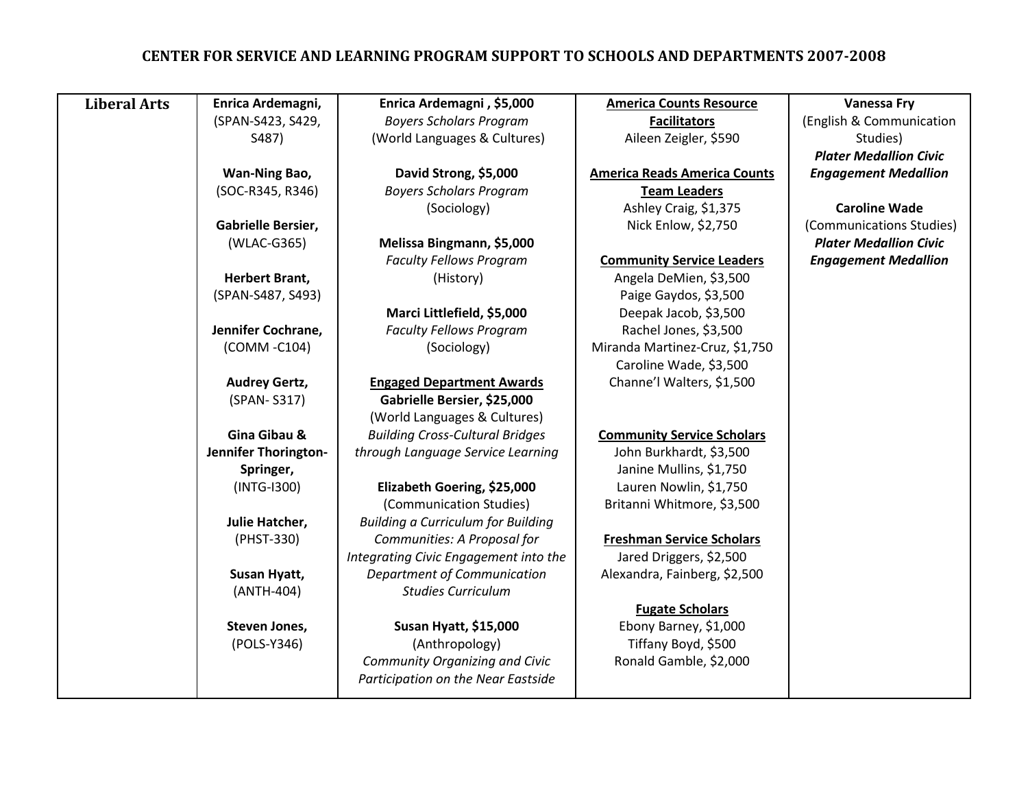# CENTER FOR SERVICE AND LEARNING PROGRAM SUPPORT TO SCHOOLS AND DEPARTMENTS 2007-2008

| | | | | |
|---|---|---|---|---|
| **Liberal Arts** | **Enrica Ardemagni,** (SPAN-S423, S429, S487)<br><br>**Wan-Ning Bao,** (SOC-R345, R346)<br><br>**Gabrielle Bersier,** (WLAC-G365)<br><br>**Herbert Brant,** (SPAN-S487, S493)<br><br>**Jennifer Cochrane,** (COMM -C104)<br><br>**Audrey Gertz,** (SPAN- S317)<br><br>**Gina Gibau & Jennifer Thorington-Springer,** (INTG-I300)<br><br>**Julie Hatcher,** (PHST-330)<br><br>**Susan Hyatt,** (ANTH-404)<br><br>**Steven Jones,** (POLS-Y346) | **Enrica Ardemagni , $5,000**<br>*Boyers Scholars Program*<br>(World Languages & Cultures)<br><br>**David Strong, $5,000**<br>*Boyers Scholars Program*<br>(Sociology)<br><br>**Melissa Bingmann, $5,000**<br>*Faculty Fellows Program*<br>(History)<br><br>**Marci Littlefield, $5,000**<br>*Faculty Fellows Program*<br>(Sociology)<br><br>**Engaged Department Awards**<br>**Gabrielle Bersier, $25,000**<br>(World Languages & Cultures)<br>*Building Cross-Cultural Bridges through Language Service Learning*<br><br>**Elizabeth Goering, $25,000**<br>(Communication Studies)<br>*Building a Curriculum for Building Communities: A Proposal for Integrating Civic Engagement into the Department of Communication Studies Curriculum*<br><br>**Susan Hyatt, $15,000**<br>(Anthropology)<br>*Community Organizing and Civic Participation on the Near Eastside* | **America Counts Resource Facilitators**<br>Aileen Zeigler, $590<br><br>**America Reads America Counts Team Leaders**<br>Ashley Craig, $1,375<br>Nick Enlow, $2,750<br><br>**Community Service Leaders**<br>Angela DeMien, $3,500<br>Paige Gaydos, $3,500<br>Deepak Jacob, $3,500<br>Rachel Jones, $3,500<br>Miranda Martinez-Cruz, $1,750<br>Caroline Wade, $3,500<br>Channe'l Walters, $1,500<br><br>**Community Service Scholars**<br>John Burkhardt, $3,500<br>Janine Mullins, $1,750<br>Lauren Nowlin, $1,750<br>Britanni Whitmore, $3,500<br><br>**Freshman Service Scholars**<br>Jared Driggers, $2,500<br>Alexandra, Fainberg, $2,500<br><br>**Fugate Scholars**<br>Ebony Barney, $1,000<br>Tiffany Boyd, $500<br>Ronald Gamble, $2,000 | **Vanessa Fry**<br>(English & Communication Studies)<br>***Plater Medallion Civic Engagement Medallion***<br><br>**Caroline Wade**<br>(Communications Studies)<br>***Plater Medallion Civic Engagement Medallion*** |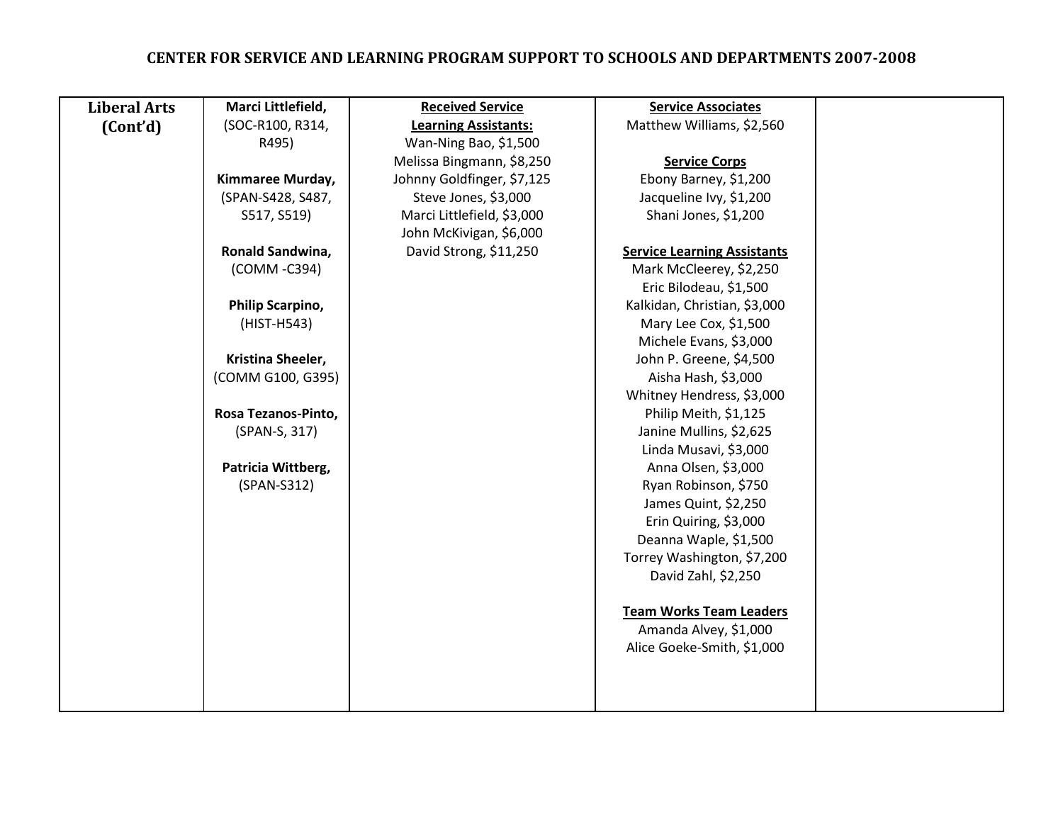# CENTER FOR SERVICE AND LEARNING PROGRAM SUPPORT TO SCHOOLS AND DEPARTMENTS 2007-2008

| | | | | |
|---|---|---|---|---|
| **Liberal Arts (Cont'd)** | **Marci Littlefield,** (SOC-R100, R314, R495)<br><br>**Kimmaree Murday,** (SPAN-S428, S487, S517, S519)<br><br>**Ronald Sandwina,** (COMM -C394)<br><br>**Philip Scarpino,** (HIST-H543)<br><br>**Kristina Sheeler,** (COMM G100, G395)<br><br>**Rosa Tezanos-Pinto,** (SPAN-S, 317)<br><br>**Patricia Wittberg,** (SPAN-S312) | **Received Service Learning Assistants:**<br>Wan-Ning Bao, $1,500<br>Melissa Bingmann, $8,250<br>Johnny Goldfinger, $7,125<br>Steve Jones, $3,000<br>Marci Littlefield, $3,000<br>John McKivigan, $6,000<br>David Strong, $11,250 | **Service Associates**<br>Matthew Williams, $2,560<br><br>**Service Corps**<br>Ebony Barney, $1,200<br>Jacqueline Ivy, $1,200<br>Shani Jones, $1,200<br><br>**Service Learning Assistants**<br>Mark McCleerey, $2,250<br>Eric Bilodeau, $1,500<br>Kalkidan, Christian, $3,000<br>Mary Lee Cox, $1,500<br>Michele Evans, $3,000<br>John P. Greene, $4,500<br>Aisha Hash, $3,000<br>Whitney Hendress, $3,000<br>Philip Meith, $1,125<br>Janine Mullins, $2,625<br>Linda Musavi, $3,000<br>Anna Olsen, $3,000<br>Ryan Robinson, $750<br>James Quint, $2,250<br>Erin Quiring, $3,000<br>Deanna Waple, $1,500<br>Torrey Washington, $7,200<br>David Zahl, $2,250<br><br>**Team Works Team Leaders**<br>Amanda Alvey, $1,000<br>Alice Goeke-Smith, $1,000 | |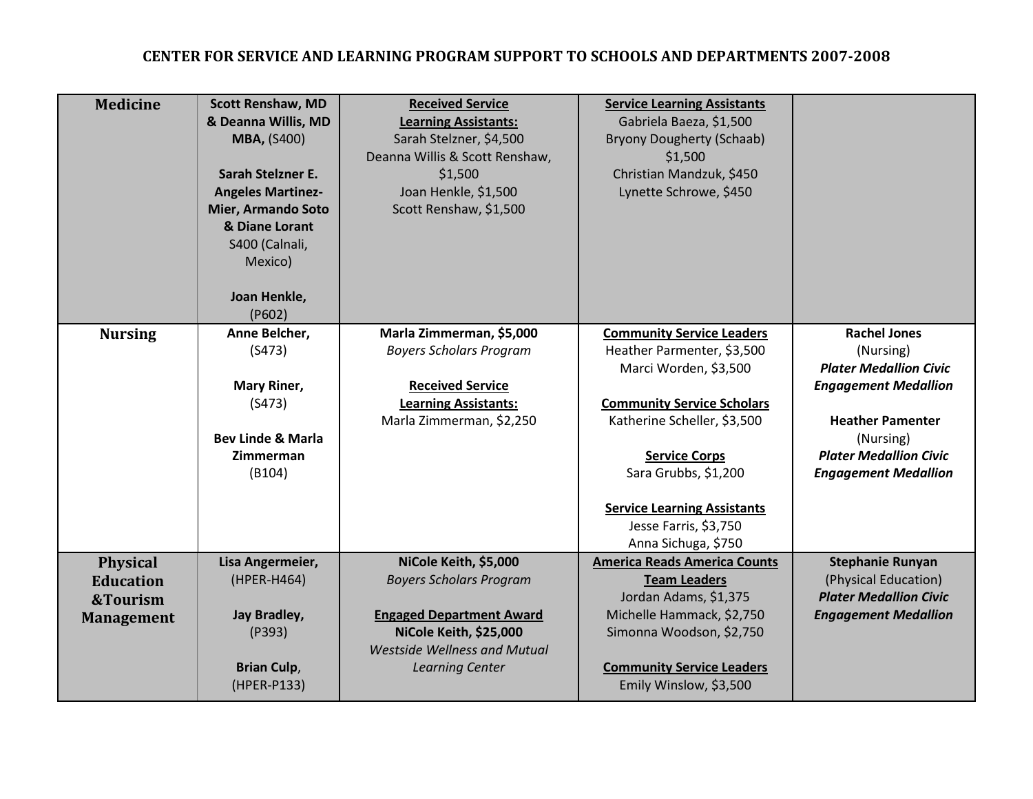# CENTER FOR SERVICE AND LEARNING PROGRAM SUPPORT TO SCHOOLS AND DEPARTMENTS 2007-2008

| | | | | |
|---|---|---|---|---|
| **Medicine** | **Scott Renshaw, MD & Deanna Willis, MD MBA,** (S400)<br><br>**Sarah Stelzner E. Angeles Martinez-Mier, Armando Soto & Diane Lorant** S400 (Calnali, Mexico)<br><br>**Joan Henkle,** (P602) | **Received Service Learning Assistants:**<br>Sarah Stelzner, $4,500<br>Deanna Willis & Scott Renshaw, $1,500<br>Joan Henkle, $1,500<br>Scott Renshaw, $1,500 | **Service Learning Assistants**<br>Gabriela Baeza, $1,500<br>Bryony Dougherty (Schaab) $1,500<br>Christian Mandzuk, $450<br>Lynette Schrowe, $450 | |
| **Nursing** | **Anne Belcher,** (S473)<br><br>**Mary Riner,** (S473)<br><br>**Bev Linde & Marla Zimmerman** (B104) | **Marla Zimmerman, $5,000**<br>*Boyers Scholars Program*<br><br>**Received Service Learning Assistants:**<br>Marla Zimmerman, $2,250 | **Community Service Leaders**<br>Heather Parmenter, $3,500<br>Marci Worden, $3,500<br><br>**Community Service Scholars**<br>Katherine Scheller, $3,500<br><br>**Service Corps**<br>Sara Grubbs, $1,200<br><br>**Service Learning Assistants**<br>Jesse Farris, $3,750<br>Anna Sichuga, $750 | **Rachel Jones** (Nursing)<br>***Plater Medallion Civic Engagement Medallion***<br><br>**Heather Pamenter** (Nursing)<br>***Plater Medallion Civic Engagement Medallion*** |
| **Physical Education &Tourism Management** | **Lisa Angermeier,** (HPER-H464)<br><br>**Jay Bradley,** (P393)<br><br>**Brian Culp**, (HPER-P133) | **NiCole Keith, $5,000**<br>*Boyers Scholars Program*<br><br>**Engaged Department Award**<br>**NiCole Keith, $25,000**<br>*Westside Wellness and Mutual Learning Center* | **America Reads America Counts Team Leaders**<br>Jordan Adams, $1,375<br>Michelle Hammack, $2,750<br>Simonna Woodson, $2,750<br><br>**Community Service Leaders**<br>Emily Winslow, $3,500 | **Stephanie Runyan** (Physical Education)<br>***Plater Medallion Civic Engagement Medallion*** |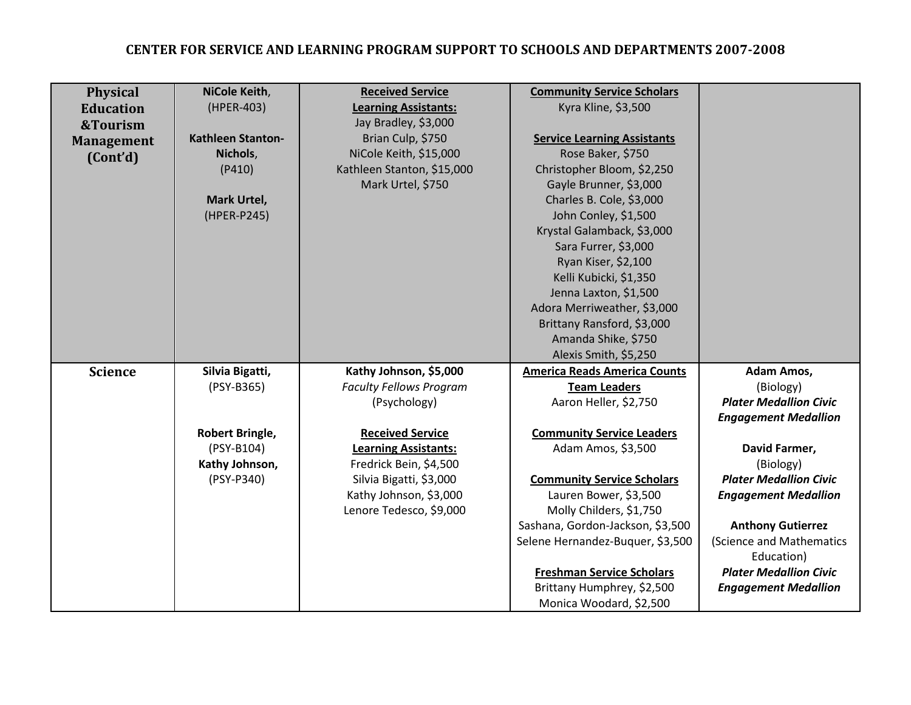# CENTER FOR SERVICE AND LEARNING PROGRAM SUPPORT TO SCHOOLS AND DEPARTMENTS 2007-2008

| | | | | |
|---|---|---|---|---|
| **Physical Education &Tourism Management (Cont'd)** | **NiCole Keith**, (HPER-403)<br><br>**Kathleen Stanton-Nichols**, (P410)<br><br>**Mark Urtel,** (HPER-P245) | **Received Service Learning Assistants:**<br>Jay Bradley, $3,000<br>Brian Culp, $750<br>NiCole Keith, $15,000<br>Kathleen Stanton, $15,000<br>Mark Urtel, $750 | **Community Service Scholars**<br>Kyra Kline, $3,500<br><br>**Service Learning Assistants**<br>Rose Baker, $750<br>Christopher Bloom, $2,250<br>Gayle Brunner, $3,000<br>Charles B. Cole, $3,000<br>John Conley, $1,500<br>Krystal Galamback, $3,000<br>Sara Furrer, $3,000<br>Ryan Kiser, $2,100<br>Kelli Kubicki, $1,350<br>Jenna Laxton, $1,500<br>Adora Merriweather, $3,000<br>Brittany Ransford, $3,000<br>Amanda Shike, $750<br>Alexis Smith, $5,250 | |
| **Science** | **Silvia Bigatti,** (PSY-B365)<br><br>**Robert Bringle,** (PSY-B104)<br>**Kathy Johnson,** (PSY-P340) | **Kathy Johnson, $5,000**<br>*Faculty Fellows Program* (Psychology)<br><br>**Received Service Learning Assistants:**<br>Fredrick Bein, $4,500<br>Silvia Bigatti, $3,000<br>Kathy Johnson, $3,000<br>Lenore Tedesco, $9,000 | **America Reads America Counts Team Leaders**<br>Aaron Heller, $2,750<br><br>**Community Service Leaders**<br>Adam Amos, $3,500<br><br>**Community Service Scholars**<br>Lauren Bower, $3,500<br>Molly Childers, $1,750<br>Sashana, Gordon-Jackson, $3,500<br>Selene Hernandez-Buquer, $3,500<br><br>**Freshman Service Scholars**<br>Brittany Humphrey, $2,500<br>Monica Woodard, $2,500 | **Adam Amos,** (Biology)<br>***Plater Medallion Civic Engagement Medallion***<br><br>**David Farmer,** (Biology)<br>***Plater Medallion Civic Engagement Medallion***<br><br>**Anthony Gutierrez** (Science and Mathematics Education)<br>***Plater Medallion Civic Engagement Medallion*** |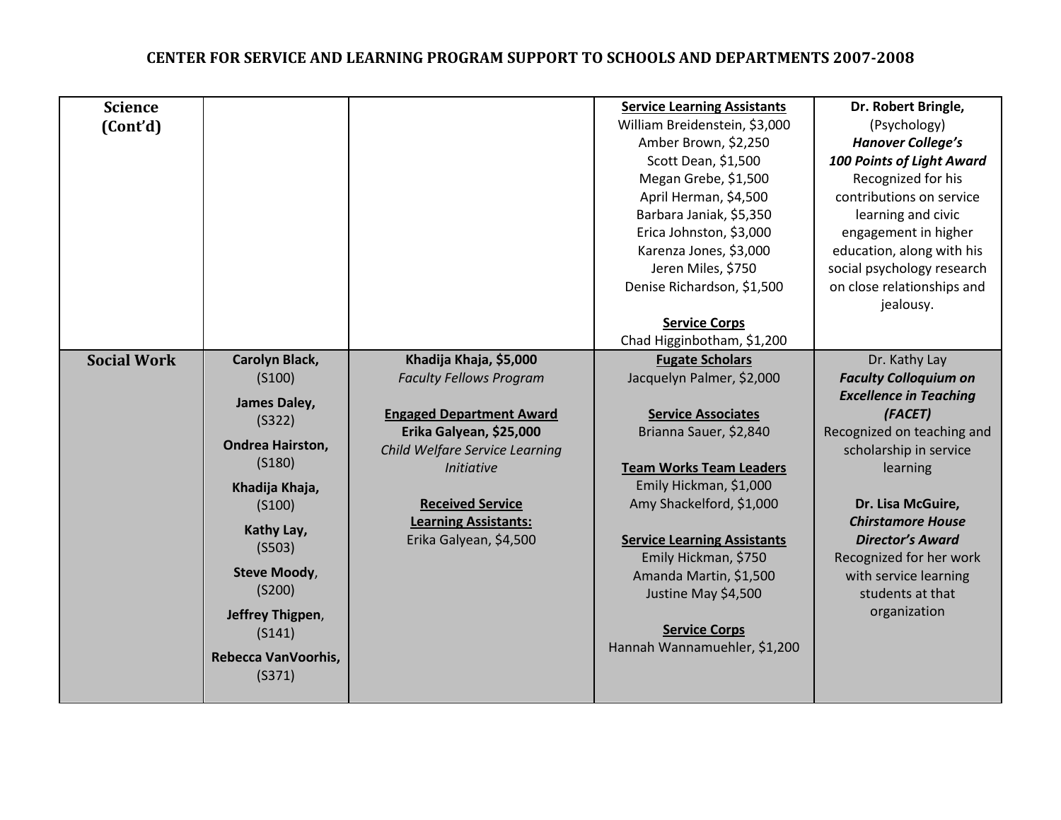# CENTER FOR SERVICE AND LEARNING PROGRAM SUPPORT TO SCHOOLS AND DEPARTMENTS 2007-2008

| | | | | |
|---|---|---|---|---|
| **Science (Cont'd)** | | | **Service Learning Assistants**<br>William Breidenstein, $3,000<br>Amber Brown, $2,250<br>Scott Dean, $1,500<br>Megan Grebe, $1,500<br>April Herman, $4,500<br>Barbara Janiak, $5,350<br>Erica Johnston, $3,000<br>Karenza Jones, $3,000<br>Jeren Miles, $750<br>Denise Richardson, $1,500<br><br>**Service Corps**<br>Chad Higginbotham, $1,200 | **Dr. Robert Bringle,**<br>(Psychology)<br>***Hanover College's 100 Points of Light Award***<br>Recognized for his contributions on service learning and civic engagement in higher education, along with his social psychology research on close relationships and jealousy. |
| **Social Work** | **Carolyn Black,** (S100)<br>**James Daley,** (S322)<br>**Ondrea Hairston,** (S180)<br>**Khadija Khaja,** (S100)<br>**Kathy Lay,** (S503)<br>**Steve Moody**, (S200)<br>**Jeffrey Thigpen**, (S141)<br>**Rebecca VanVoorhis,** (S371) | **Khadija Khaja, $5,000**<br>*Faculty Fellows Program*<br><br>**Engaged Department Award**<br>**Erika Galyean, $25,000**<br>*Child Welfare Service Learning Initiative*<br><br>**Received Service Learning Assistants:**<br>Erika Galyean, $4,500 | **Fugate Scholars**<br>Jacquelyn Palmer, $2,000<br><br>**Service Associates**<br>Brianna Sauer, $2,840<br><br>**Team Works Team Leaders**<br>Emily Hickman, $1,000<br>Amy Shackelford, $1,000<br><br>**Service Learning Assistants**<br>Emily Hickman, $750<br>Amanda Martin, $1,500<br>Justine May $4,500<br><br>**Service Corps**<br>Hannah Wannamuehler, $1,200 | Dr. Kathy Lay<br>***Faculty Colloquium on Excellence in Teaching (FACET)***<br>Recognized on teaching and scholarship in service learning<br><br>**Dr. Lisa McGuire,**<br>***Chirstamore House Director's Award***<br>Recognized for her work with service learning students at that organization |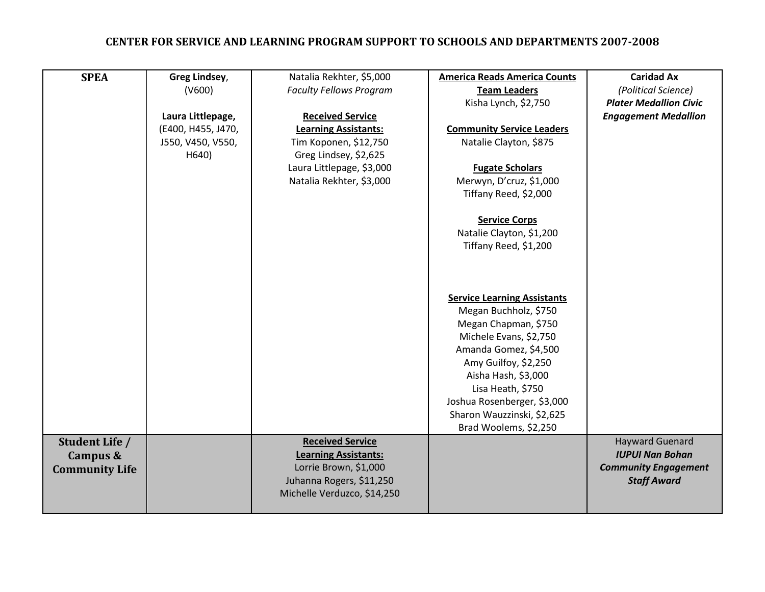# CENTER FOR SERVICE AND LEARNING PROGRAM SUPPORT TO SCHOOLS AND DEPARTMENTS 2007-2008

| | | | | |
|---|---|---|---|---|
| **SPEA** | **Greg Lindsey**, (V600)<br><br>**Laura Littlepage,** (E400, H455, J470, J550, V450, V550, H640) | Natalia Rekhter, $5,000<br>*Faculty Fellows Program*<br><br>**Received Service Learning Assistants:**<br>Tim Koponen, $12,750<br>Greg Lindsey, $2,625<br>Laura Littlepage, $3,000<br>Natalia Rekhter, $3,000 | **America Reads America Counts Team Leaders**<br>Kisha Lynch, $2,750<br><br>**Community Service Leaders**<br>Natalie Clayton, $875<br><br>**Fugate Scholars**<br>Merwyn, D'cruz, $1,000<br>Tiffany Reed, $2,000<br><br>**Service Corps**<br>Natalie Clayton, $1,200<br>Tiffany Reed, $1,200<br><br>**Service Learning Assistants**<br>Megan Buchholz, $750<br>Megan Chapman, $750<br>Michele Evans, $2,750<br>Amanda Gomez, $4,500<br>Amy Guilfoy, $2,250<br>Aisha Hash, $3,000<br>Lisa Heath, $750<br>Joshua Rosenberger, $3,000<br>Sharon Wauzzinski, $2,625<br>Brad Woolems, $2,250 | **Caridad Ax**<br>*(Political Science)*<br>***Plater Medallion Civic Engagement Medallion*** |
| **Student Life / Campus & Community Life** | | **Received Service Learning Assistants:**<br>Lorrie Brown, $1,000<br>Juhanna Rogers, $11,250<br>Michelle Verduzco, $14,250 | | Hayward Guenard<br>***IUPUI Nan Bohan Community Engagement Staff Award*** |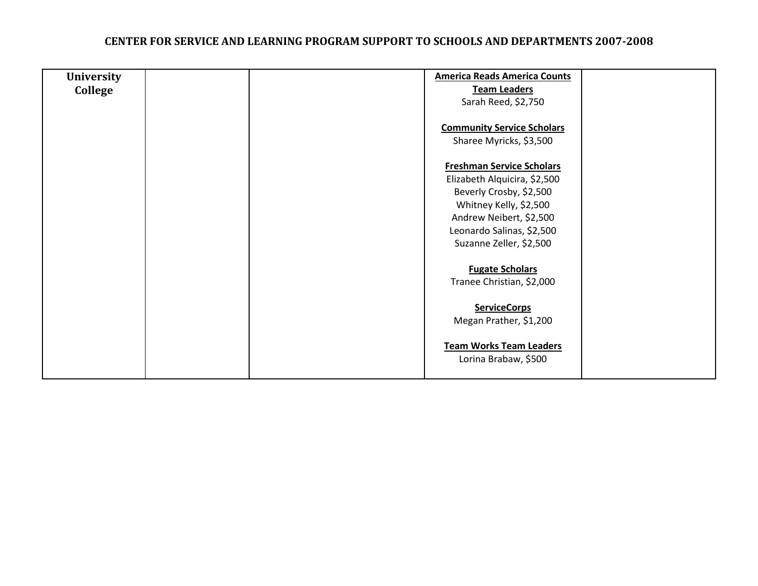## CENTER FOR SERVICE AND LEARNING PROGRAM SUPPORT TO SCHOOLS AND DEPARTMENTS 2007-2008

| | | | | |
|---|---|---|---|---|
| **University College** | | | **America Reads America Counts Team Leaders**<br>Sarah Reed, $2,750<br><br>**Community Service Scholars**<br>Sharee Myricks, $3,500<br><br>**Freshman Service Scholars**<br>Elizabeth Alquicira, $2,500<br>Beverly Crosby, $2,500<br>Whitney Kelly, $2,500<br>Andrew Neibert, $2,500<br>Leonardo Salinas, $2,500<br>Suzanne Zeller, $2,500<br><br>**Fugate Scholars**<br>Tranee Christian, $2,000<br><br>**ServiceCorps**<br>Megan Prather, $1,200<br><br>**Team Works Team Leaders**<br>Lorina Brabaw, $500 | |